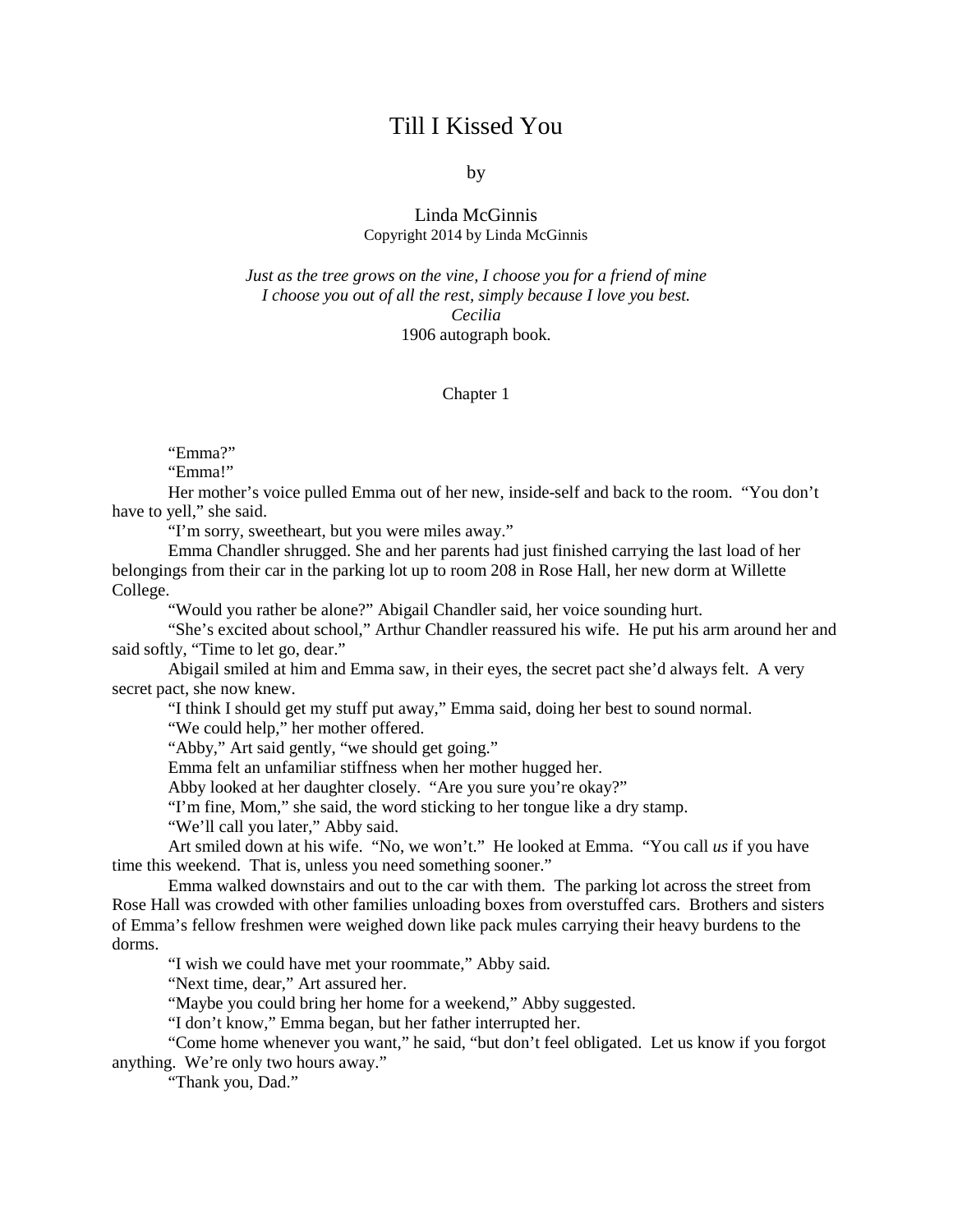# Till I Kissed You

by

Linda McGinnis

Copyright 2014 by Linda McGinnis

*Just as the tree grows on the vine, I choose you for a friend of mine*
*I choose you out of all the rest, simply because I love you best.*
*Cecilia*
1906 autograph book.

## Chapter 1

"Emma?"

"Emma!"

Her mother's voice pulled Emma out of her new, inside-self and back to the room. "You don't have to yell," she said.

"I'm sorry, sweetheart, but you were miles away."

Emma Chandler shrugged. She and her parents had just finished carrying the last load of her belongings from their car in the parking lot up to room 208 in Rose Hall, her new dorm at Willette College.

"Would you rather be alone?" Abigail Chandler said, her voice sounding hurt.

"She's excited about school," Arthur Chandler reassured his wife. He put his arm around her and said softly, "Time to let go, dear."

Abigail smiled at him and Emma saw, in their eyes, the secret pact she'd always felt. A very secret pact, she now knew.

"I think I should get my stuff put away," Emma said, doing her best to sound normal.

"We could help," her mother offered.

"Abby," Art said gently, "we should get going."

Emma felt an unfamiliar stiffness when her mother hugged her.

Abby looked at her daughter closely. "Are you sure you're okay?"

"I'm fine, Mom," she said, the word sticking to her tongue like a dry stamp.

"We'll call you later," Abby said.

Art smiled down at his wife. "No, we won't." He looked at Emma. "You call *us* if you have time this weekend. That is, unless you need something sooner."

Emma walked downstairs and out to the car with them. The parking lot across the street from Rose Hall was crowded with other families unloading boxes from overstuffed cars. Brothers and sisters of Emma's fellow freshmen were weighed down like pack mules carrying their heavy burdens to the dorms.

"I wish we could have met your roommate," Abby said.

"Next time, dear," Art assured her.

"Maybe you could bring her home for a weekend," Abby suggested.

"I don't know," Emma began, but her father interrupted her.

"Come home whenever you want," he said, "but don't feel obligated. Let us know if you forgot anything. We're only two hours away."

"Thank you, Dad."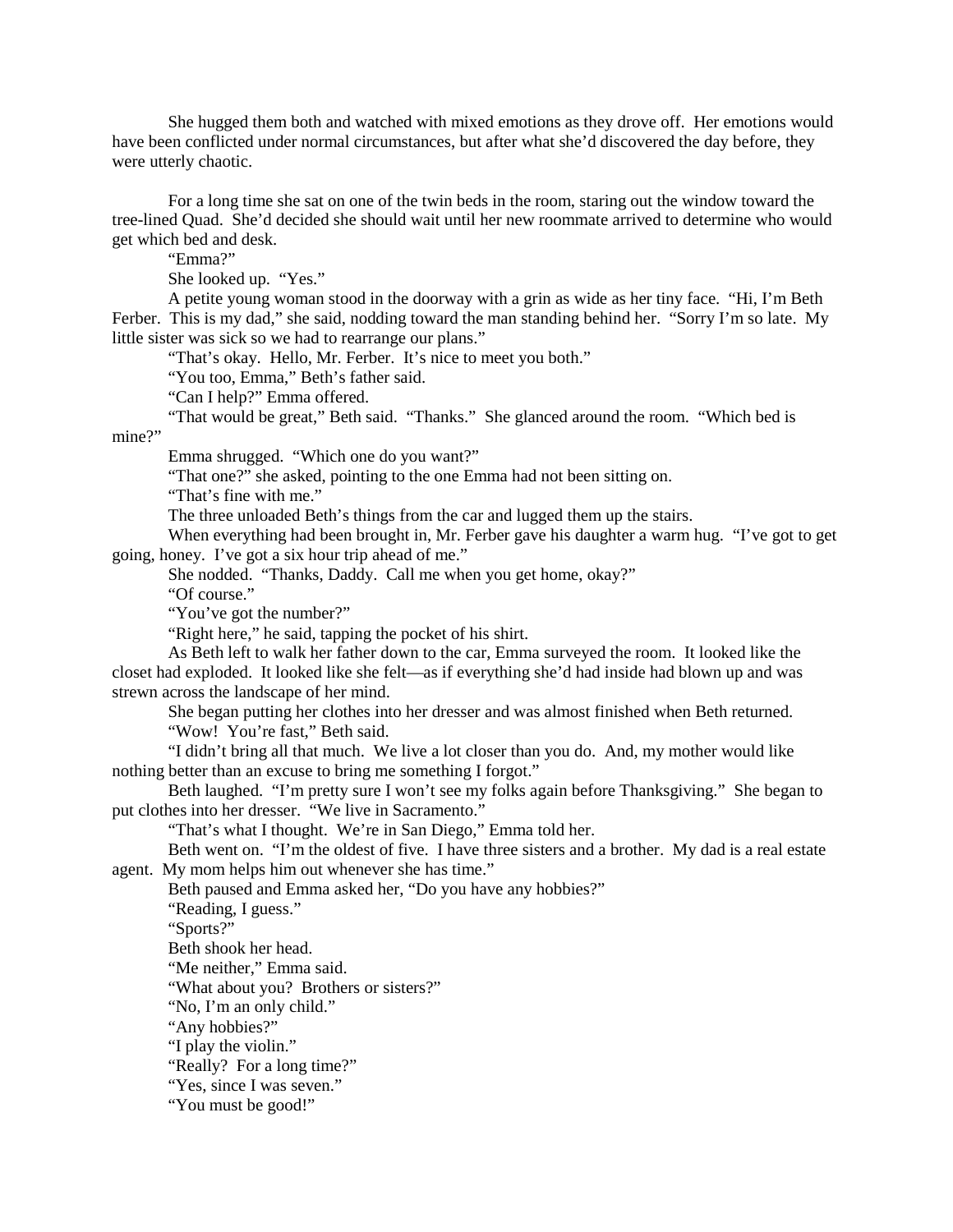She hugged them both and watched with mixed emotions as they drove off. Her emotions would have been conflicted under normal circumstances, but after what she'd discovered the day before, they were utterly chaotic.

For a long time she sat on one of the twin beds in the room, staring out the window toward the tree-lined Quad. She'd decided she should wait until her new roommate arrived to determine who would get which bed and desk.

"Emma?"

She looked up. "Yes."

A petite young woman stood in the doorway with a grin as wide as her tiny face. "Hi, I'm Beth Ferber. This is my dad," she said, nodding toward the man standing behind her. "Sorry I'm so late. My little sister was sick so we had to rearrange our plans."

"That's okay. Hello, Mr. Ferber. It's nice to meet you both."

"You too, Emma," Beth's father said.

"Can I help?" Emma offered.

"That would be great," Beth said. "Thanks." She glanced around the room. "Which bed is mine?"

Emma shrugged. "Which one do you want?"

"That one?" she asked, pointing to the one Emma had not been sitting on.

"That's fine with me."

The three unloaded Beth's things from the car and lugged them up the stairs.

When everything had been brought in, Mr. Ferber gave his daughter a warm hug. "I've got to get going, honey. I've got a six hour trip ahead of me."

She nodded. "Thanks, Daddy. Call me when you get home, okay?"

"Of course."

"You've got the number?"

"Right here," he said, tapping the pocket of his shirt.

As Beth left to walk her father down to the car, Emma surveyed the room. It looked like the closet had exploded. It looked like she felt—as if everything she'd had inside had blown up and was strewn across the landscape of her mind.

She began putting her clothes into her dresser and was almost finished when Beth returned.

"Wow! You're fast," Beth said.

"I didn't bring all that much. We live a lot closer than you do. And, my mother would like nothing better than an excuse to bring me something I forgot."

Beth laughed. "I'm pretty sure I won't see my folks again before Thanksgiving." She began to put clothes into her dresser. "We live in Sacramento."

"That's what I thought. We're in San Diego," Emma told her.

Beth went on. "I'm the oldest of five. I have three sisters and a brother. My dad is a real estate agent. My mom helps him out whenever she has time."

Beth paused and Emma asked her, "Do you have any hobbies?"

"Reading, I guess."

"Sports?"

Beth shook her head.

"Me neither," Emma said.

"What about you? Brothers or sisters?"

"No, I'm an only child."

"Any hobbies?"

"I play the violin."

"Really? For a long time?"

"Yes, since I was seven."

"You must be good!"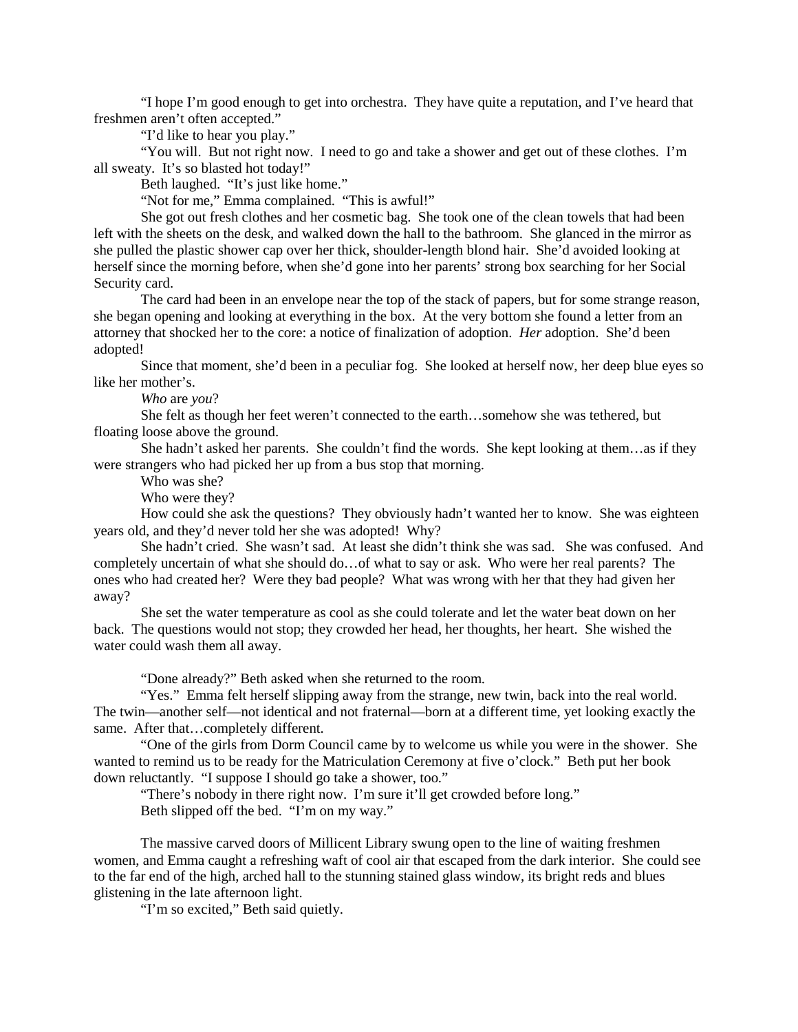"I hope I'm good enough to get into orchestra. They have quite a reputation, and I've heard that freshmen aren't often accepted."

"I'd like to hear you play."

"You will. But not right now. I need to go and take a shower and get out of these clothes. I'm all sweaty. It's so blasted hot today!"

Beth laughed. "It's just like home."

"Not for me," Emma complained. "This is awful!"

She got out fresh clothes and her cosmetic bag. She took one of the clean towels that had been left with the sheets on the desk, and walked down the hall to the bathroom. She glanced in the mirror as she pulled the plastic shower cap over her thick, shoulder-length blond hair. She'd avoided looking at herself since the morning before, when she'd gone into her parents' strong box searching for her Social Security card.

The card had been in an envelope near the top of the stack of papers, but for some strange reason, she began opening and looking at everything in the box. At the very bottom she found a letter from an attorney that shocked her to the core: a notice of finalization of adoption. *Her* adoption. She'd been adopted!

Since that moment, she'd been in a peculiar fog. She looked at herself now, her deep blue eyes so like her mother's.

*Who* are *you*?

She felt as though her feet weren't connected to the earth…somehow she was tethered, but floating loose above the ground.

She hadn't asked her parents. She couldn't find the words. She kept looking at them…as if they were strangers who had picked her up from a bus stop that morning.

Who was she?

Who were they?

How could she ask the questions? They obviously hadn't wanted her to know. She was eighteen years old, and they'd never told her she was adopted! Why?

She hadn't cried. She wasn't sad. At least she didn't think she was sad. She was confused. And completely uncertain of what she should do…of what to say or ask. Who were her real parents? The ones who had created her? Were they bad people? What was wrong with her that they had given her away?

She set the water temperature as cool as she could tolerate and let the water beat down on her back. The questions would not stop; they crowded her head, her thoughts, her heart. She wished the water could wash them all away.

"Done already?" Beth asked when she returned to the room.

"Yes." Emma felt herself slipping away from the strange, new twin, back into the real world. The twin—another self—not identical and not fraternal—born at a different time, yet looking exactly the same. After that…completely different.

"One of the girls from Dorm Council came by to welcome us while you were in the shower. She wanted to remind us to be ready for the Matriculation Ceremony at five o'clock." Beth put her book down reluctantly. "I suppose I should go take a shower, too."

"There's nobody in there right now. I'm sure it'll get crowded before long."

Beth slipped off the bed. "I'm on my way."

The massive carved doors of Millicent Library swung open to the line of waiting freshmen women, and Emma caught a refreshing waft of cool air that escaped from the dark interior. She could see to the far end of the high, arched hall to the stunning stained glass window, its bright reds and blues glistening in the late afternoon light.

"I'm so excited," Beth said quietly.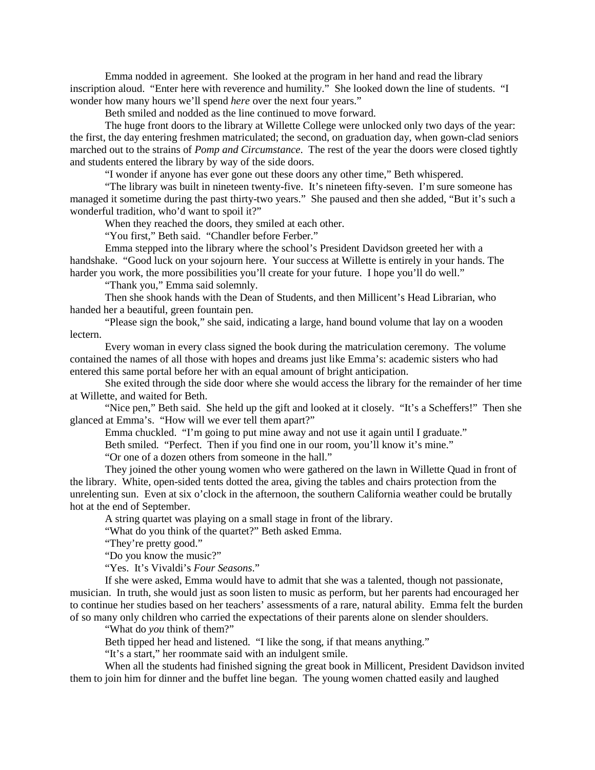Emma nodded in agreement. She looked at the program in her hand and read the library inscription aloud. "Enter here with reverence and humility." She looked down the line of students. "I wonder how many hours we'll spend *here* over the next four years."

Beth smiled and nodded as the line continued to move forward.

The huge front doors to the library at Willette College were unlocked only two days of the year: the first, the day entering freshmen matriculated; the second, on graduation day, when gown-clad seniors marched out to the strains of *Pomp and Circumstance*. The rest of the year the doors were closed tightly and students entered the library by way of the side doors.

"I wonder if anyone has ever gone out these doors any other time," Beth whispered.

"The library was built in nineteen twenty-five. It's nineteen fifty-seven. I'm sure someone has managed it sometime during the past thirty-two years." She paused and then she added, "But it's such a wonderful tradition, who'd want to spoil it?"

When they reached the doors, they smiled at each other.

"You first," Beth said. "Chandler before Ferber."

Emma stepped into the library where the school's President Davidson greeted her with a handshake. "Good luck on your sojourn here. Your success at Willette is entirely in your hands. The harder you work, the more possibilities you'll create for your future. I hope you'll do well."

"Thank you," Emma said solemnly.

Then she shook hands with the Dean of Students, and then Millicent's Head Librarian, who handed her a beautiful, green fountain pen.

"Please sign the book," she said, indicating a large, hand bound volume that lay on a wooden lectern.

Every woman in every class signed the book during the matriculation ceremony. The volume contained the names of all those with hopes and dreams just like Emma's: academic sisters who had entered this same portal before her with an equal amount of bright anticipation.

She exited through the side door where she would access the library for the remainder of her time at Willette, and waited for Beth.

"Nice pen," Beth said. She held up the gift and looked at it closely. "It's a Scheffers!" Then she glanced at Emma's. "How will we ever tell them apart?"

Emma chuckled. "I'm going to put mine away and not use it again until I graduate."

Beth smiled. "Perfect. Then if you find one in our room, you'll know it's mine."

"Or one of a dozen others from someone in the hall."

They joined the other young women who were gathered on the lawn in Willette Quad in front of the library. White, open-sided tents dotted the area, giving the tables and chairs protection from the unrelenting sun. Even at six o'clock in the afternoon, the southern California weather could be brutally hot at the end of September.

A string quartet was playing on a small stage in front of the library.

"What do you think of the quartet?" Beth asked Emma.

"They're pretty good."

"Do you know the music?"

"Yes. It's Vivaldi's *Four Seasons*."

If she were asked, Emma would have to admit that she was a talented, though not passionate, musician. In truth, she would just as soon listen to music as perform, but her parents had encouraged her to continue her studies based on her teachers' assessments of a rare, natural ability. Emma felt the burden of so many only children who carried the expectations of their parents alone on slender shoulders.

"What do *you* think of them?"

Beth tipped her head and listened. "I like the song, if that means anything."

"It's a start," her roommate said with an indulgent smile.

When all the students had finished signing the great book in Millicent, President Davidson invited them to join him for dinner and the buffet line began. The young women chatted easily and laughed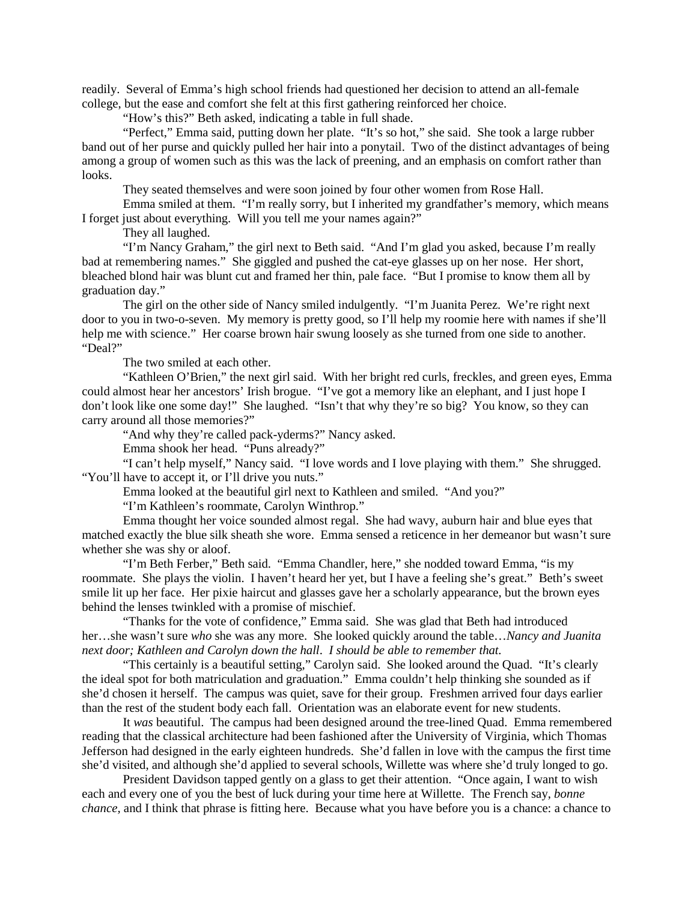readily. Several of Emma's high school friends had questioned her decision to attend an all-female college, but the ease and comfort she felt at this first gathering reinforced her choice.

"How's this?" Beth asked, indicating a table in full shade.

"Perfect," Emma said, putting down her plate. "It's so hot," she said. She took a large rubber band out of her purse and quickly pulled her hair into a ponytail. Two of the distinct advantages of being among a group of women such as this was the lack of preening, and an emphasis on comfort rather than looks.

They seated themselves and were soon joined by four other women from Rose Hall.

Emma smiled at them. "I'm really sorry, but I inherited my grandfather's memory, which means I forget just about everything. Will you tell me your names again?"

They all laughed.

"I'm Nancy Graham," the girl next to Beth said. "And I'm glad you asked, because I'm really bad at remembering names." She giggled and pushed the cat-eye glasses up on her nose. Her short, bleached blond hair was blunt cut and framed her thin, pale face. "But I promise to know them all by graduation day."

The girl on the other side of Nancy smiled indulgently. "I'm Juanita Perez. We're right next door to you in two-o-seven. My memory is pretty good, so I'll help my roomie here with names if she'll help me with science." Her coarse brown hair swung loosely as she turned from one side to another. "Deal?"

The two smiled at each other.

"Kathleen O'Brien," the next girl said. With her bright red curls, freckles, and green eyes, Emma could almost hear her ancestors' Irish brogue. "I've got a memory like an elephant, and I just hope I don't look like one some day!" She laughed. "Isn't that why they're so big? You know, so they can carry around all those memories?"

"And why they're called pack-yderms?" Nancy asked.

Emma shook her head. "Puns already?"

"I can't help myself," Nancy said. "I love words and I love playing with them." She shrugged. "You'll have to accept it, or I'll drive you nuts."

Emma looked at the beautiful girl next to Kathleen and smiled. "And you?"

"I'm Kathleen's roommate, Carolyn Winthrop."

Emma thought her voice sounded almost regal. She had wavy, auburn hair and blue eyes that matched exactly the blue silk sheath she wore. Emma sensed a reticence in her demeanor but wasn't sure whether she was shy or aloof.

"I'm Beth Ferber," Beth said. "Emma Chandler, here," she nodded toward Emma, "is my roommate. She plays the violin. I haven't heard her yet, but I have a feeling she's great." Beth's sweet smile lit up her face. Her pixie haircut and glasses gave her a scholarly appearance, but the brown eyes behind the lenses twinkled with a promise of mischief.

"Thanks for the vote of confidence," Emma said. She was glad that Beth had introduced her…she wasn't sure *who* she was any more. She looked quickly around the table…*Nancy and Juanita next door; Kathleen and Carolyn down the hall. I should be able to remember that.*

"This certainly is a beautiful setting," Carolyn said. She looked around the Quad. "It's clearly the ideal spot for both matriculation and graduation." Emma couldn't help thinking she sounded as if she'd chosen it herself. The campus was quiet, save for their group. Freshmen arrived four days earlier than the rest of the student body each fall. Orientation was an elaborate event for new students.

It *was* beautiful. The campus had been designed around the tree-lined Quad. Emma remembered reading that the classical architecture had been fashioned after the University of Virginia, which Thomas Jefferson had designed in the early eighteen hundreds. She'd fallen in love with the campus the first time she'd visited, and although she'd applied to several schools, Willette was where she'd truly longed to go.

President Davidson tapped gently on a glass to get their attention. "Once again, I want to wish each and every one of you the best of luck during your time here at Willette. The French say, *bonne chance*, and I think that phrase is fitting here. Because what you have before you is a chance: a chance to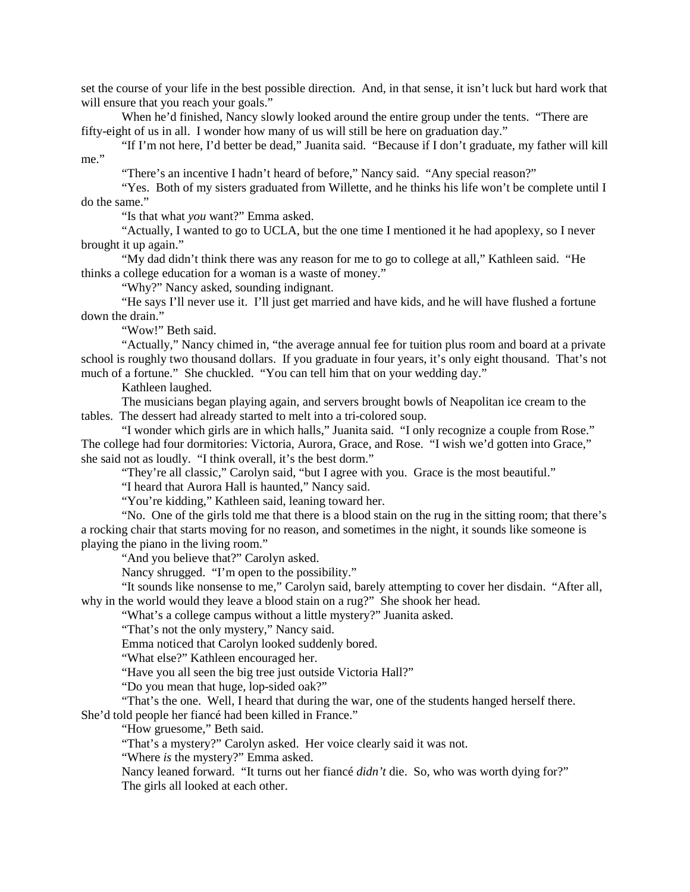set the course of your life in the best possible direction. And, in that sense, it isn't luck but hard work that will ensure that you reach your goals."

When he'd finished, Nancy slowly looked around the entire group under the tents. "There are fifty-eight of us in all. I wonder how many of us will still be here on graduation day."

"If I'm not here, I'd better be dead," Juanita said. "Because if I don't graduate, my father will kill me."

"There's an incentive I hadn't heard of before," Nancy said. "Any special reason?"

"Yes. Both of my sisters graduated from Willette, and he thinks his life won't be complete until I do the same."

"Is that what *you* want?" Emma asked.

"Actually, I wanted to go to UCLA, but the one time I mentioned it he had apoplexy, so I never brought it up again."

"My dad didn't think there was any reason for me to go to college at all," Kathleen said. "He thinks a college education for a woman is a waste of money."

"Why?" Nancy asked, sounding indignant.

"He says I'll never use it. I'll just get married and have kids, and he will have flushed a fortune down the drain."

"Wow!" Beth said.

"Actually," Nancy chimed in, "the average annual fee for tuition plus room and board at a private school is roughly two thousand dollars. If you graduate in four years, it's only eight thousand. That's not much of a fortune." She chuckled. "You can tell him that on your wedding day."

Kathleen laughed.

The musicians began playing again, and servers brought bowls of Neapolitan ice cream to the tables. The dessert had already started to melt into a tri-colored soup.

"I wonder which girls are in which halls," Juanita said. "I only recognize a couple from Rose." The college had four dormitories: Victoria, Aurora, Grace, and Rose. "I wish we'd gotten into Grace," she said not as loudly. "I think overall, it's the best dorm."

"They're all classic," Carolyn said, "but I agree with you. Grace is the most beautiful."

"I heard that Aurora Hall is haunted," Nancy said.

"You're kidding," Kathleen said, leaning toward her.

"No. One of the girls told me that there is a blood stain on the rug in the sitting room; that there's a rocking chair that starts moving for no reason, and sometimes in the night, it sounds like someone is playing the piano in the living room."

"And you believe that?" Carolyn asked.

Nancy shrugged. "I'm open to the possibility."

"It sounds like nonsense to me," Carolyn said, barely attempting to cover her disdain. "After all, why in the world would they leave a blood stain on a rug?" She shook her head.

"What's a college campus without a little mystery?" Juanita asked.

"That's not the only mystery," Nancy said.

Emma noticed that Carolyn looked suddenly bored.

"What else?" Kathleen encouraged her.

"Have you all seen the big tree just outside Victoria Hall?"

"Do you mean that huge, lop-sided oak?"

"That's the one. Well, I heard that during the war, one of the students hanged herself there. She'd told people her fiancé had been killed in France."

"How gruesome," Beth said.

"That's a mystery?" Carolyn asked. Her voice clearly said it was not.

"Where *is* the mystery?" Emma asked.

Nancy leaned forward. "It turns out her fiancé *didn't* die. So, who was worth dying for?"

The girls all looked at each other.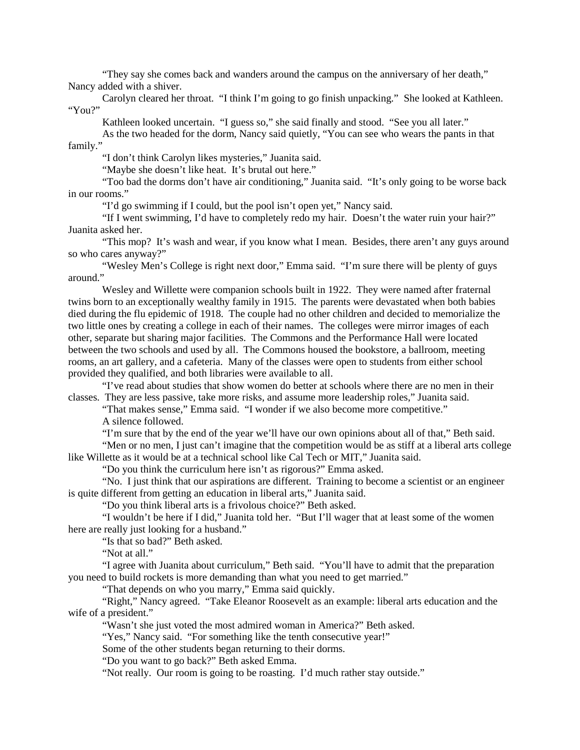"They say she comes back and wanders around the campus on the anniversary of her death," Nancy added with a shiver.

Carolyn cleared her throat. "I think I'm going to go finish unpacking." She looked at Kathleen. "You?"

Kathleen looked uncertain. "I guess so," she said finally and stood. "See you all later."

As the two headed for the dorm, Nancy said quietly, "You can see who wears the pants in that family."

"I don't think Carolyn likes mysteries," Juanita said.

"Maybe she doesn't like heat. It's brutal out here."

"Too bad the dorms don't have air conditioning," Juanita said. "It's only going to be worse back in our rooms."

"I'd go swimming if I could, but the pool isn't open yet," Nancy said.

"If I went swimming, I'd have to completely redo my hair. Doesn't the water ruin your hair?" Juanita asked her.

"This mop? It's wash and wear, if you know what I mean. Besides, there aren't any guys around so who cares anyway?"

"Wesley Men's College is right next door," Emma said. "I'm sure there will be plenty of guys around."

Wesley and Willette were companion schools built in 1922. They were named after fraternal twins born to an exceptionally wealthy family in 1915. The parents were devastated when both babies died during the flu epidemic of 1918. The couple had no other children and decided to memorialize the two little ones by creating a college in each of their names. The colleges were mirror images of each other, separate but sharing major facilities. The Commons and the Performance Hall were located between the two schools and used by all. The Commons housed the bookstore, a ballroom, meeting rooms, an art gallery, and a cafeteria. Many of the classes were open to students from either school provided they qualified, and both libraries were available to all.

"I've read about studies that show women do better at schools where there are no men in their classes. They are less passive, take more risks, and assume more leadership roles," Juanita said.

"That makes sense," Emma said. "I wonder if we also become more competitive."

A silence followed.

"I'm sure that by the end of the year we'll have our own opinions about all of that," Beth said.

"Men or no men, I just can't imagine that the competition would be as stiff at a liberal arts college like Willette as it would be at a technical school like Cal Tech or MIT," Juanita said.

"Do you think the curriculum here isn't as rigorous?" Emma asked.

"No. I just think that our aspirations are different. Training to become a scientist or an engineer is quite different from getting an education in liberal arts," Juanita said.

"Do you think liberal arts is a frivolous choice?" Beth asked.

"I wouldn't be here if I did," Juanita told her. "But I'll wager that at least some of the women here are really just looking for a husband."

"Is that so bad?" Beth asked.

"Not at all."

"I agree with Juanita about curriculum," Beth said. "You'll have to admit that the preparation you need to build rockets is more demanding than what you need to get married."

"That depends on who you marry," Emma said quickly.

"Right," Nancy agreed. "Take Eleanor Roosevelt as an example: liberal arts education and the wife of a president."

"Wasn't she just voted the most admired woman in America?" Beth asked.

"Yes," Nancy said. "For something like the tenth consecutive year!"

Some of the other students began returning to their dorms.

"Do you want to go back?" Beth asked Emma.

"Not really. Our room is going to be roasting. I'd much rather stay outside."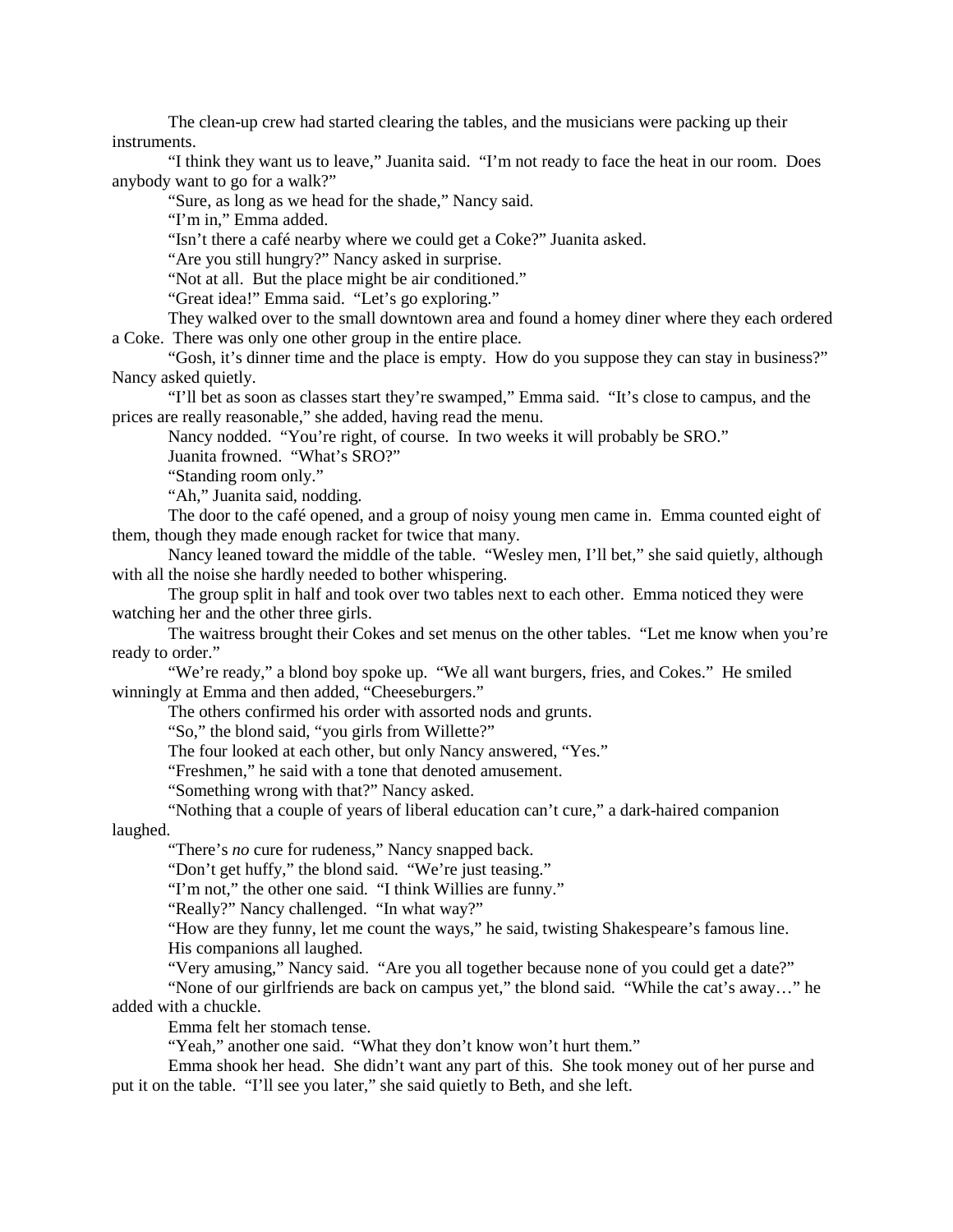The clean-up crew had started clearing the tables, and the musicians were packing up their instruments.

"I think they want us to leave," Juanita said. "I'm not ready to face the heat in our room. Does anybody want to go for a walk?"

"Sure, as long as we head for the shade," Nancy said.

"I'm in," Emma added.

"Isn't there a café nearby where we could get a Coke?" Juanita asked.

"Are you still hungry?" Nancy asked in surprise.

"Not at all. But the place might be air conditioned."

"Great idea!" Emma said. "Let's go exploring."

They walked over to the small downtown area and found a homey diner where they each ordered a Coke. There was only one other group in the entire place.

"Gosh, it's dinner time and the place is empty. How do you suppose they can stay in business?" Nancy asked quietly.

"I'll bet as soon as classes start they're swamped," Emma said. "It's close to campus, and the prices are really reasonable," she added, having read the menu.

Nancy nodded. "You're right, of course. In two weeks it will probably be SRO."

Juanita frowned. "What's SRO?"

"Standing room only."

"Ah," Juanita said, nodding.

The door to the café opened, and a group of noisy young men came in. Emma counted eight of them, though they made enough racket for twice that many.

Nancy leaned toward the middle of the table. "Wesley men, I'll bet," she said quietly, although with all the noise she hardly needed to bother whispering.

The group split in half and took over two tables next to each other. Emma noticed they were watching her and the other three girls.

The waitress brought their Cokes and set menus on the other tables. "Let me know when you're ready to order."

"We're ready," a blond boy spoke up. "We all want burgers, fries, and Cokes." He smiled winningly at Emma and then added, "Cheeseburgers."

The others confirmed his order with assorted nods and grunts.

"So," the blond said, "you girls from Willette?"

The four looked at each other, but only Nancy answered, "Yes."

"Freshmen," he said with a tone that denoted amusement.

"Something wrong with that?" Nancy asked.

"Nothing that a couple of years of liberal education can't cure," a dark-haired companion laughed.

"There's *no* cure for rudeness," Nancy snapped back.

"Don't get huffy," the blond said. "We're just teasing."

"I'm not," the other one said. "I think Willies are funny."

"Really?" Nancy challenged. "In what way?"

"How are they funny, let me count the ways," he said, twisting Shakespeare's famous line. His companions all laughed.

"Very amusing," Nancy said. "Are you all together because none of you could get a date?"

"None of our girlfriends are back on campus yet," the blond said. "While the cat's away…" he added with a chuckle.

Emma felt her stomach tense.

"Yeah," another one said. "What they don't know won't hurt them."

Emma shook her head. She didn't want any part of this. She took money out of her purse and put it on the table. "I'll see you later," she said quietly to Beth, and she left.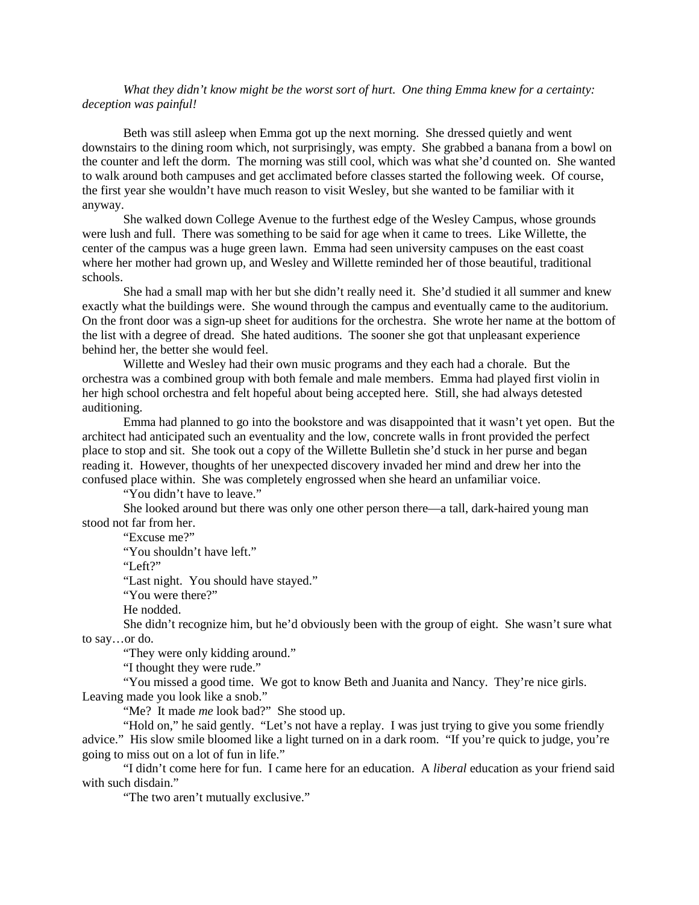*What they didn't know might be the worst sort of hurt. One thing Emma knew for a certainty: deception was painful!*

Beth was still asleep when Emma got up the next morning. She dressed quietly and went downstairs to the dining room which, not surprisingly, was empty. She grabbed a banana from a bowl on the counter and left the dorm. The morning was still cool, which was what she'd counted on. She wanted to walk around both campuses and get acclimated before classes started the following week. Of course, the first year she wouldn't have much reason to visit Wesley, but she wanted to be familiar with it anyway.

She walked down College Avenue to the furthest edge of the Wesley Campus, whose grounds were lush and full. There was something to be said for age when it came to trees. Like Willette, the center of the campus was a huge green lawn. Emma had seen university campuses on the east coast where her mother had grown up, and Wesley and Willette reminded her of those beautiful, traditional schools.

She had a small map with her but she didn't really need it. She'd studied it all summer and knew exactly what the buildings were. She wound through the campus and eventually came to the auditorium. On the front door was a sign-up sheet for auditions for the orchestra. She wrote her name at the bottom of the list with a degree of dread. She hated auditions. The sooner she got that unpleasant experience behind her, the better she would feel.

Willette and Wesley had their own music programs and they each had a chorale. But the orchestra was a combined group with both female and male members. Emma had played first violin in her high school orchestra and felt hopeful about being accepted here. Still, she had always detested auditioning.

Emma had planned to go into the bookstore and was disappointed that it wasn't yet open. But the architect had anticipated such an eventuality and the low, concrete walls in front provided the perfect place to stop and sit. She took out a copy of the Willette Bulletin she'd stuck in her purse and began reading it. However, thoughts of her unexpected discovery invaded her mind and drew her into the confused place within. She was completely engrossed when she heard an unfamiliar voice.

"You didn't have to leave."

She looked around but there was only one other person there—a tall, dark-haired young man stood not far from her.

"Excuse me?"

"You shouldn't have left."

"Left?"

"Last night. You should have stayed."

"You were there?"

He nodded.

She didn't recognize him, but he'd obviously been with the group of eight. She wasn't sure what to say…or do.

"They were only kidding around."

"I thought they were rude."

"You missed a good time. We got to know Beth and Juanita and Nancy. They're nice girls. Leaving made you look like a snob."

"Me? It made *me* look bad?" She stood up.

"Hold on," he said gently. "Let's not have a replay. I was just trying to give you some friendly advice." His slow smile bloomed like a light turned on in a dark room. "If you're quick to judge, you're going to miss out on a lot of fun in life."

"I didn't come here for fun. I came here for an education. A *liberal* education as your friend said with such disdain."

"The two aren't mutually exclusive."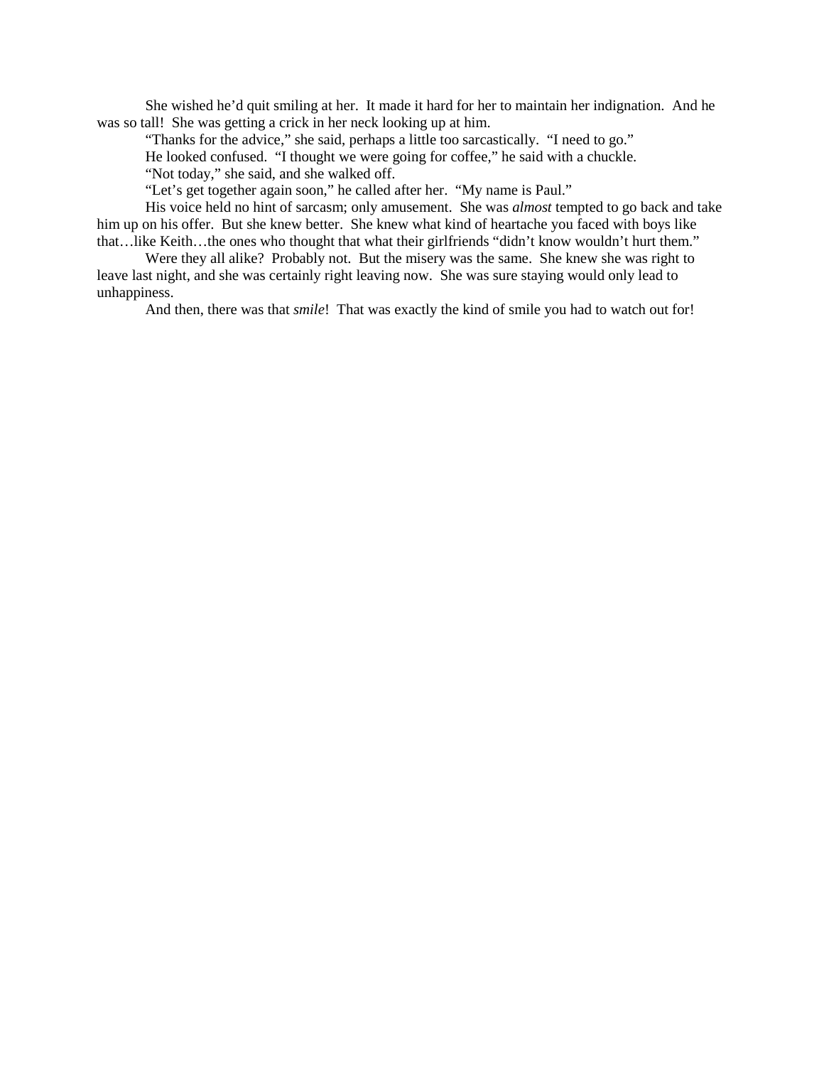She wished he'd quit smiling at her. It made it hard for her to maintain her indignation. And he was so tall! She was getting a crick in her neck looking up at him.

"Thanks for the advice," she said, perhaps a little too sarcastically. "I need to go."

He looked confused. "I thought we were going for coffee," he said with a chuckle.

"Not today," she said, and she walked off.

"Let's get together again soon," he called after her. "My name is Paul."

His voice held no hint of sarcasm; only amusement. She was *almost* tempted to go back and take him up on his offer. But she knew better. She knew what kind of heartache you faced with boys like that…like Keith…the ones who thought that what their girlfriends "didn't know wouldn't hurt them."

Were they all alike? Probably not. But the misery was the same. She knew she was right to leave last night, and she was certainly right leaving now. She was sure staying would only lead to unhappiness.

And then, there was that *smile*! That was exactly the kind of smile you had to watch out for!